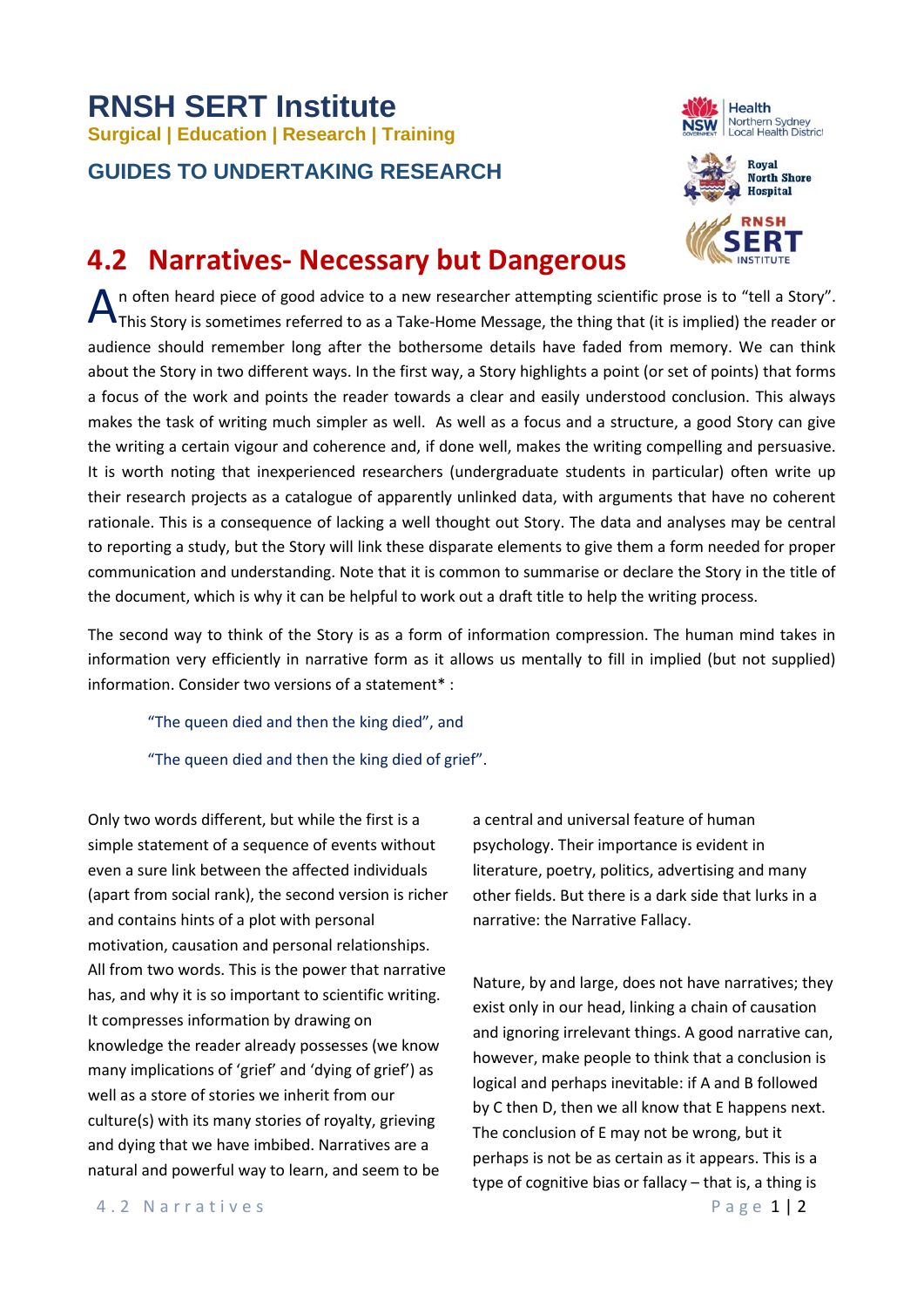# RNSH SERT Institute

**Surgical | Education | Research | Training**

**GUIDES TO UNDERTAKING RESEARCH**

## 4.2 Narratives- Necessary but Dangerous

An often heard piece of good advice to a new researcher attempting scientific prose is to "tell a Story". This Story is sometimes referred to as a Take-Home Message, the thing that (it is implied) the reader or audience should remember long after the bothersome details have faded from memory. We can think about the Story in two different ways. In the first way, a Story highlights a point (or set of points) that forms a focus of the work and points the reader towards a clear and easily understood conclusion. This always makes the task of writing much simpler as well. As well as a focus and a structure, a good Story can give the writing a certain vigour and coherence and, if done well, makes the writing compelling and persuasive. It is worth noting that inexperienced researchers (undergraduate students in particular) often write up their research projects as a catalogue of apparently unlinked data, with arguments that have no coherent rationale. This is a consequence of lacking a well thought out Story. The data and analyses may be central to reporting a study, but the Story will link these disparate elements to give them a form needed for proper communication and understanding. Note that it is common to summarise or declare the Story in the title of the document, which is why it can be helpful to work out a draft title to help the writing process.

The second way to think of the Story is as a form of information compression. The human mind takes in information very efficiently in narrative form as it allows us mentally to fill in implied (but not supplied) information. Consider two versions of a statement* :

> "The queen died and then the king died", and
>
> "The queen died and then the king died of grief".

Only two words different, but while the first is a simple statement of a sequence of events without even a sure link between the affected individuals (apart from social rank), the second version is richer and contains hints of a plot with personal motivation, causation and personal relationships. All from two words. This is the power that narrative has, and why it is so important to scientific writing. It compresses information by drawing on knowledge the reader already possesses (we know many implications of 'grief' and 'dying of grief') as well as a store of stories we inherit from our culture(s) with its many stories of royalty, grieving and dying that we have imbibed. Narratives are a natural and powerful way to learn, and seem to be a central and universal feature of human psychology. Their importance is evident in literature, poetry, politics, advertising and many other fields. But there is a dark side that lurks in a narrative: the Narrative Fallacy.

Nature, by and large, does not have narratives; they exist only in our head, linking a chain of causation and ignoring irrelevant things. A good narrative can, however, make people to think that a conclusion is logical and perhaps inevitable: if A and B followed by C then D, then we all know that E happens next. The conclusion of E may not be wrong, but it perhaps is not be as certain as it appears. This is a type of cognitive bias or fallacy – that is, a thing is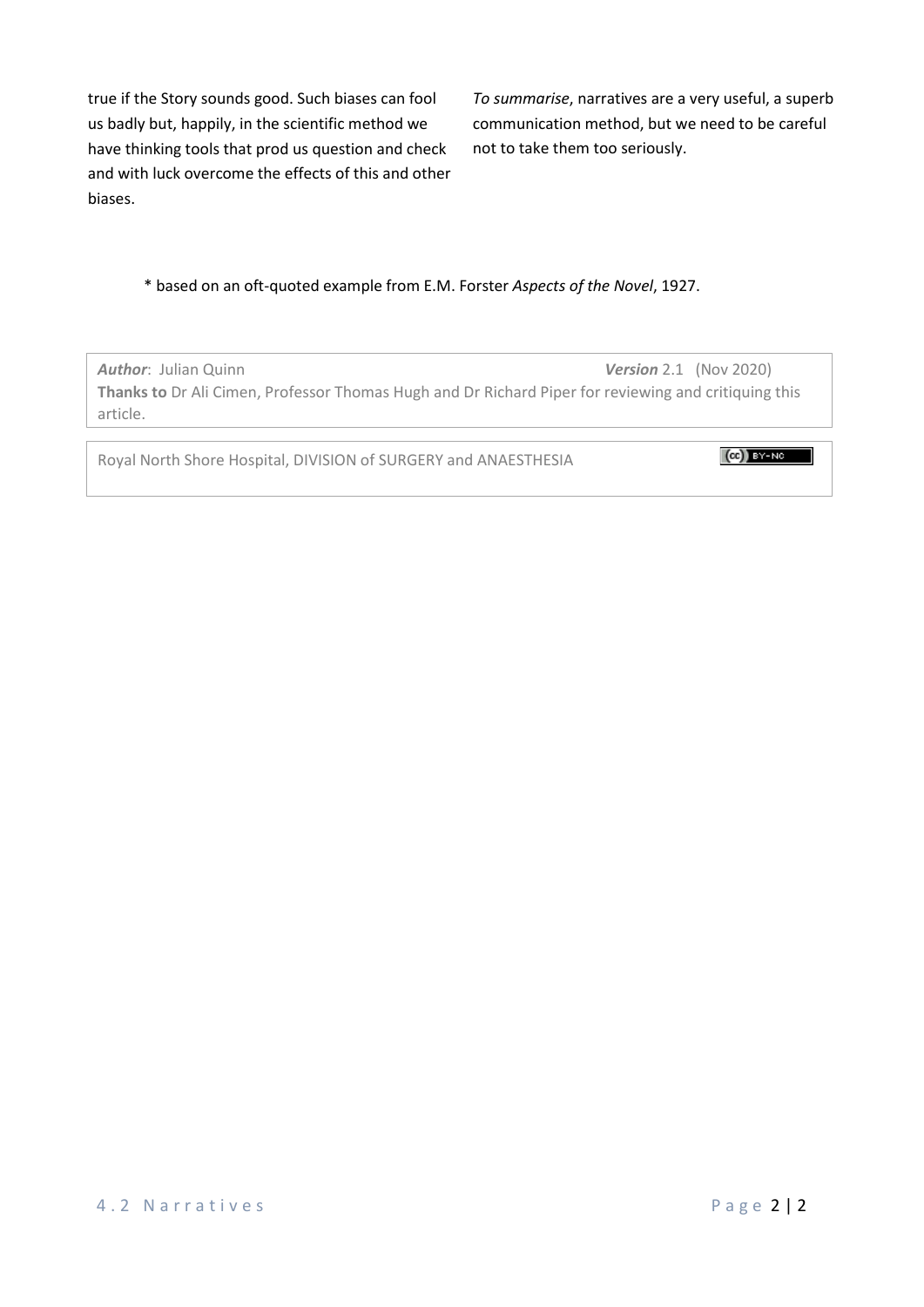true if the Story sounds good. Such biases can fool us badly but, happily, in the scientific method we have thinking tools that prod us question and check and with luck overcome the effects of this and other biases.

*To summarise*, narratives are a very useful, a superb communication method, but we need to be careful not to take them too seriously.

\* based on an oft-quoted example from E.M. Forster *Aspects of the Novel*, 1927.

***Author***: Julian Quinn ***Version*** 2.1 (Nov 2020)

**Thanks to** Dr Ali Cimen, Professor Thomas Hugh and Dr Richard Piper for reviewing and critiquing this article.

Royal North Shore Hospital, DIVISION of SURGERY and ANAESTHESIA

(cc) BY-NC